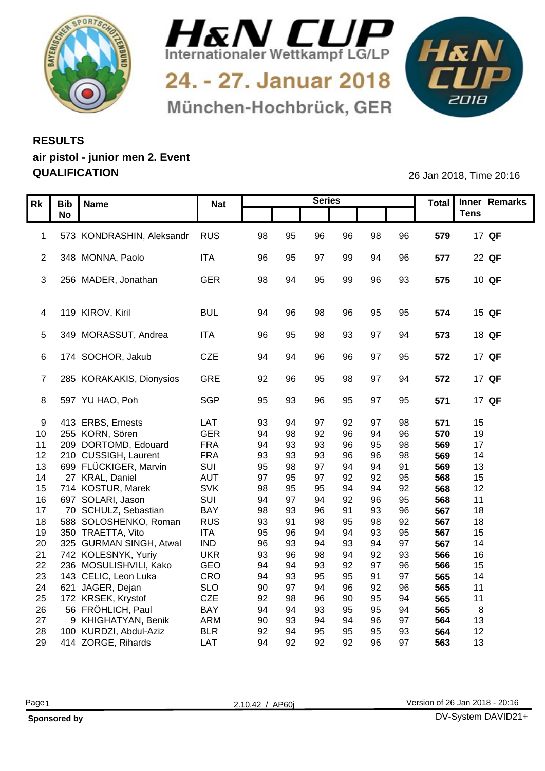# H&N CUP

Internationaler Wettkampf LG/LP

24. - 27. Januar 2018

München-Hochbrück, GER

## RESULTS

**air pistol - junior men 2. Event**

**QUALIFICATION**

26 Jan 2018, Time 20:16

| Rk | Bib No | Name | Nat | Series | | | | | | Total | Inner Tens | Remarks |
|---|---|---|---|---|---|---|---|---|---|---|---|---|
| 1 | 573 | KONDRASHIN, Aleksandr | RUS | 98 | 95 | 96 | 96 | 98 | 96 | **579** | 17 | **QF** |
| 2 | 348 | MONNA, Paolo | ITA | 96 | 95 | 97 | 99 | 94 | 96 | **577** | 22 | **QF** |
| 3 | 256 | MADER, Jonathan | GER | 98 | 94 | 95 | 99 | 96 | 93 | **575** | 10 | **QF** |
| 4 | 119 | KIROV, Kiril | BUL | 94 | 96 | 98 | 96 | 95 | 95 | **574** | 15 | **QF** |
| 5 | 349 | MORASSUT, Andrea | ITA | 96 | 95 | 98 | 93 | 97 | 94 | **573** | 18 | **QF** |
| 6 | 174 | SOCHOR, Jakub | CZE | 94 | 94 | 96 | 96 | 97 | 95 | **572** | 17 | **QF** |
| 7 | 285 | KORAKAKIS, Dionysios | GRE | 92 | 96 | 95 | 98 | 97 | 94 | **572** | 17 | **QF** |
| 8 | 597 | YU HAO, Poh | SGP | 95 | 93 | 96 | 95 | 97 | 95 | **571** | 17 | **QF** |
| 9 | 413 | ERBS, Ernests | LAT | 93 | 94 | 97 | 92 | 97 | 98 | **571** | 15 | |
| 10 | 255 | KORN, Sören | GER | 94 | 98 | 92 | 96 | 94 | 96 | **570** | 19 | |
| 11 | 209 | DORTOMD, Edouard | FRA | 94 | 93 | 93 | 96 | 95 | 98 | **569** | 17 | |
| 12 | 210 | CUSSIGH, Laurent | FRA | 93 | 93 | 93 | 96 | 96 | 98 | **569** | 14 | |
| 13 | 699 | FLÜCKIGER, Marvin | SUI | 95 | 98 | 97 | 94 | 94 | 91 | **569** | 13 | |
| 14 | 27 | KRAL, Daniel | AUT | 97 | 95 | 97 | 92 | 92 | 95 | **568** | 15 | |
| 15 | 714 | KOSTUR, Marek | SVK | 98 | 95 | 95 | 94 | 94 | 92 | **568** | 12 | |
| 16 | 697 | SOLARI, Jason | SUI | 94 | 97 | 94 | 92 | 96 | 95 | **568** | 11 | |
| 17 | 70 | SCHULZ, Sebastian | BAY | 98 | 93 | 96 | 91 | 93 | 96 | **567** | 18 | |
| 18 | 588 | SOLOSHENKO, Roman | RUS | 93 | 91 | 98 | 95 | 98 | 92 | **567** | 18 | |
| 19 | 350 | TRAETTA, Vito | ITA | 95 | 96 | 94 | 94 | 93 | 95 | **567** | 15 | |
| 20 | 325 | GURMAN SINGH, Atwal | IND | 96 | 93 | 94 | 93 | 94 | 97 | **567** | 14 | |
| 21 | 742 | KOLESNYK, Yuriy | UKR | 93 | 96 | 98 | 94 | 92 | 93 | **566** | 16 | |
| 22 | 236 | MOSULISHVILI, Kako | GEO | 94 | 94 | 93 | 92 | 97 | 96 | **566** | 15 | |
| 23 | 143 | CELIC, Leon Luka | CRO | 94 | 93 | 95 | 95 | 91 | 97 | **565** | 14 | |
| 24 | 621 | JAGER, Dejan | SLO | 90 | 97 | 94 | 96 | 92 | 96 | **565** | 11 | |
| 25 | 172 | KRSEK, Krystof | CZE | 92 | 98 | 96 | 90 | 95 | 94 | **565** | 11 | |
| 26 | 56 | FRÖHLICH, Paul | BAY | 94 | 94 | 93 | 95 | 95 | 94 | **565** | 8 | |
| 27 | 9 | KHIGHATYAN, Benik | ARM | 90 | 93 | 94 | 94 | 96 | 97 | **564** | 13 | |
| 28 | 100 | KURDZI, Abdul-Aziz | BLR | 92 | 94 | 95 | 95 | 95 | 93 | **564** | 12 | |
| 29 | 414 | ZORGE, Rihards | LAT | 94 | 92 | 92 | 92 | 96 | 97 | **563** | 13 | |

2.10.42 / AP60j

Version of 26 Jan 2018 - 20:16

**Sponsored by**

DV-System DAVID21+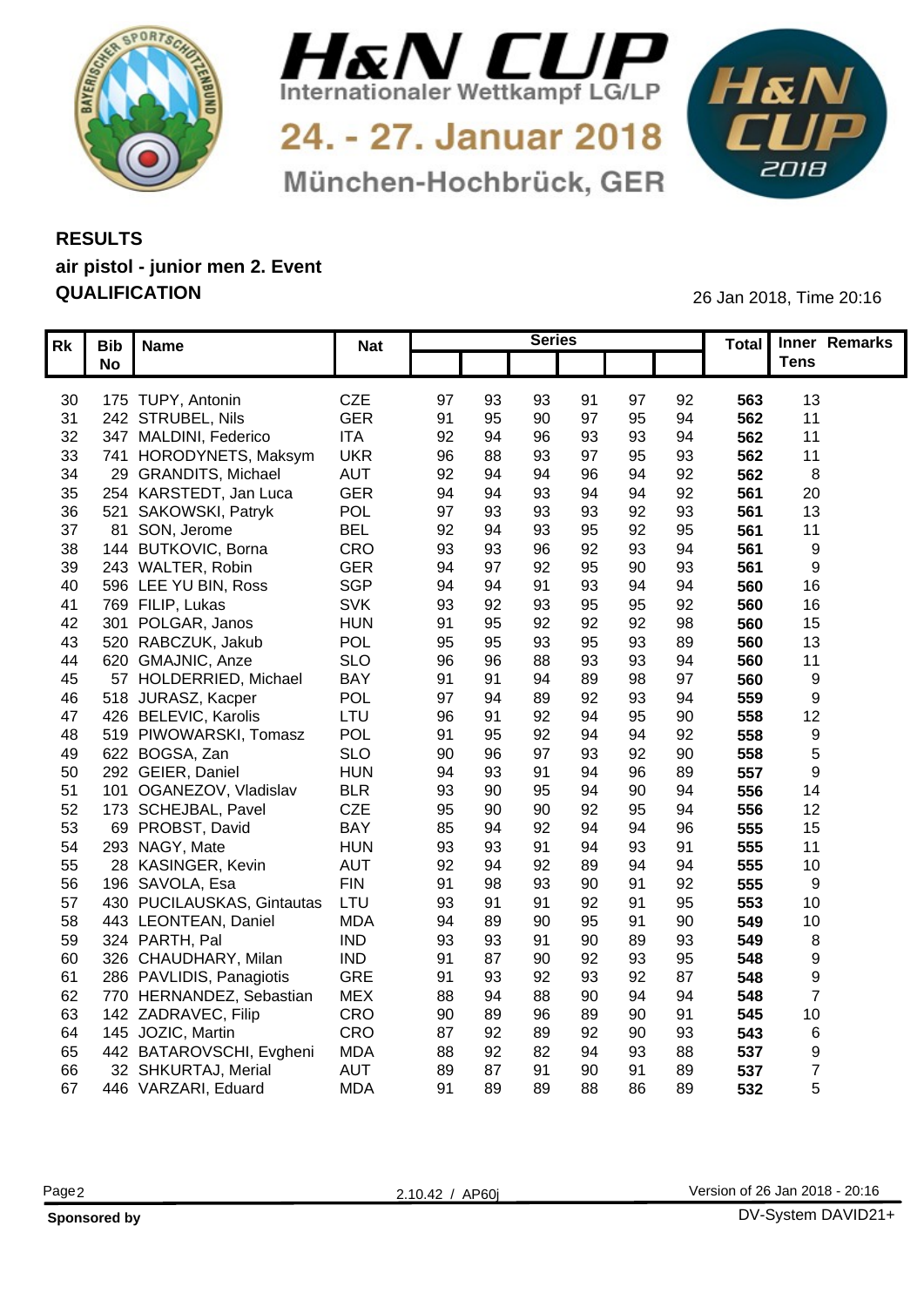# H&N CUP

Internationaler Wettkampf LG/LP

24. - 27. Januar 2018

München-Hochbrück, GER

## RESULTS
## air pistol - junior men 2. Event
## QUALIFICATION

26 Jan 2018, Time 20:16

| Rk | Bib No | Name | Nat | Series | | | | | | Total | Inner Tens | Remarks |
|---|---|---|---|---|---|---|---|---|---|---|---|---|
| 30 | 175 | TUPY, Antonin | CZE | 97 | 93 | 93 | 91 | 97 | 92 | **563** | 13 | |
| 31 | 242 | STRUBEL, Nils | GER | 91 | 95 | 90 | 97 | 95 | 94 | **562** | 11 | |
| 32 | 347 | MALDINI, Federico | ITA | 92 | 94 | 96 | 93 | 93 | 94 | **562** | 11 | |
| 33 | 741 | HORODYNETS, Maksym | UKR | 96 | 88 | 93 | 97 | 95 | 93 | **562** | 11 | |
| 34 | 29 | GRANDITS, Michael | AUT | 92 | 94 | 94 | 96 | 94 | 92 | **562** | 8 | |
| 35 | 254 | KARSTEDT, Jan Luca | GER | 94 | 94 | 93 | 94 | 94 | 92 | **561** | 20 | |
| 36 | 521 | SAKOWSKI, Patryk | POL | 97 | 93 | 93 | 93 | 92 | 93 | **561** | 13 | |
| 37 | 81 | SON, Jerome | BEL | 92 | 94 | 93 | 95 | 92 | 95 | **561** | 11 | |
| 38 | 144 | BUTKOVIC, Borna | CRO | 93 | 93 | 96 | 92 | 93 | 94 | **561** | 9 | |
| 39 | 243 | WALTER, Robin | GER | 94 | 97 | 92 | 95 | 90 | 93 | **561** | 9 | |
| 40 | 596 | LEE YU BIN, Ross | SGP | 94 | 94 | 91 | 93 | 94 | 94 | **560** | 16 | |
| 41 | 769 | FILIP, Lukas | SVK | 93 | 92 | 93 | 95 | 95 | 92 | **560** | 16 | |
| 42 | 301 | POLGAR, Janos | HUN | 91 | 95 | 92 | 92 | 92 | 98 | **560** | 15 | |
| 43 | 520 | RABCZUK, Jakub | POL | 95 | 95 | 93 | 95 | 93 | 89 | **560** | 13 | |
| 44 | 620 | GMAJNIC, Anze | SLO | 96 | 96 | 88 | 93 | 93 | 94 | **560** | 11 | |
| 45 | 57 | HOLDERRIED, Michael | BAY | 91 | 91 | 94 | 89 | 98 | 97 | **560** | 9 | |
| 46 | 518 | JURASZ, Kacper | POL | 97 | 94 | 89 | 92 | 93 | 94 | **559** | 9 | |
| 47 | 426 | BELEVIC, Karolis | LTU | 96 | 91 | 92 | 94 | 95 | 90 | **558** | 12 | |
| 48 | 519 | PIWOWARSKI, Tomasz | POL | 91 | 95 | 92 | 94 | 94 | 92 | **558** | 9 | |
| 49 | 622 | BOGSA, Zan | SLO | 90 | 96 | 97 | 93 | 92 | 90 | **558** | 5 | |
| 50 | 292 | GEIER, Daniel | HUN | 94 | 93 | 91 | 94 | 96 | 89 | **557** | 9 | |
| 51 | 101 | OGANEZOV, Vladislav | BLR | 93 | 90 | 95 | 94 | 90 | 94 | **556** | 14 | |
| 52 | 173 | SCHEJBAL, Pavel | CZE | 95 | 90 | 90 | 92 | 95 | 94 | **556** | 12 | |
| 53 | 69 | PROBST, David | BAY | 85 | 94 | 92 | 94 | 94 | 96 | **555** | 15 | |
| 54 | 293 | NAGY, Mate | HUN | 93 | 93 | 91 | 94 | 93 | 91 | **555** | 11 | |
| 55 | 28 | KASINGER, Kevin | AUT | 92 | 94 | 92 | 89 | 94 | 94 | **555** | 10 | |
| 56 | 196 | SAVOLA, Esa | FIN | 91 | 98 | 93 | 90 | 91 | 92 | **555** | 9 | |
| 57 | 430 | PUCILAUSKAS, Gintautas | LTU | 93 | 91 | 91 | 92 | 91 | 95 | **553** | 10 | |
| 58 | 443 | LEONTEAN, Daniel | MDA | 94 | 89 | 90 | 95 | 91 | 90 | **549** | 10 | |
| 59 | 324 | PARTH, Pal | IND | 93 | 93 | 91 | 90 | 89 | 93 | **549** | 8 | |
| 60 | 326 | CHAUDHARY, Milan | IND | 91 | 87 | 90 | 92 | 93 | 95 | **548** | 9 | |
| 61 | 286 | PAVLIDIS, Panagiotis | GRE | 91 | 93 | 92 | 93 | 92 | 87 | **548** | 9 | |
| 62 | 770 | HERNANDEZ, Sebastian | MEX | 88 | 94 | 88 | 90 | 94 | 94 | **548** | 7 | |
| 63 | 142 | ZADRAVEC, Filip | CRO | 90 | 89 | 96 | 89 | 90 | 91 | **545** | 10 | |
| 64 | 145 | JOZIC, Martin | CRO | 87 | 92 | 89 | 92 | 90 | 93 | **543** | 6 | |
| 65 | 442 | BATAROVSCHI, Evgheni | MDA | 88 | 92 | 82 | 94 | 93 | 88 | **537** | 9 | |
| 66 | 32 | SHKURTAJ, Merial | AUT | 89 | 87 | 91 | 90 | 91 | 89 | **537** | 7 | |
| 67 | 446 | VARZARI, Eduard | MDA | 91 | 89 | 89 | 88 | 86 | 89 | **532** | 5 | |

2.10.42 / AP60j

Version of 26 Jan 2018 - 20:16

**Sponsored by**

DV-System DAVID21+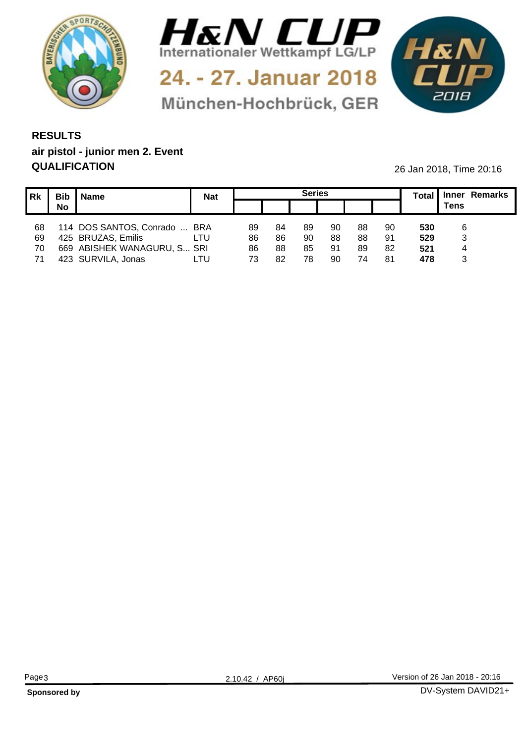H&N CUP
Internationaler Wettkampf LG/LP
24. - 27. Januar 2018
München-Hochbrück, GER

**RESULTS**
**air pistol - junior men 2. Event**
**QUALIFICATION**

26 Jan 2018, Time 20:16

| Rk | Bib No | Name | Nat | Series | | | | | | Total | Inner Tens | Remarks |
|---|---|---|---|---|---|---|---|---|---|---|---|---|
| 68 | 114 | DOS SANTOS, Conrado ... | BRA | 89 | 84 | 89 | 90 | 88 | 90 | **530** | 6 | |
| 69 | 425 | BRUZAS, Emilis | LTU | 86 | 86 | 90 | 88 | 88 | 91 | **529** | 3 | |
| 70 | 669 | ABISHEK WANAGURU, S... | SRI | 86 | 88 | 85 | 91 | 89 | 82 | **521** | 4 | |
| 71 | 423 | SURVILA, Jonas | LTU | 73 | 82 | 78 | 90 | 74 | 81 | **478** | 3 | |

2.10.42 / AP60j

Version of 26 Jan 2018 - 20:16

**Sponsored by**

DV-System DAVID21+